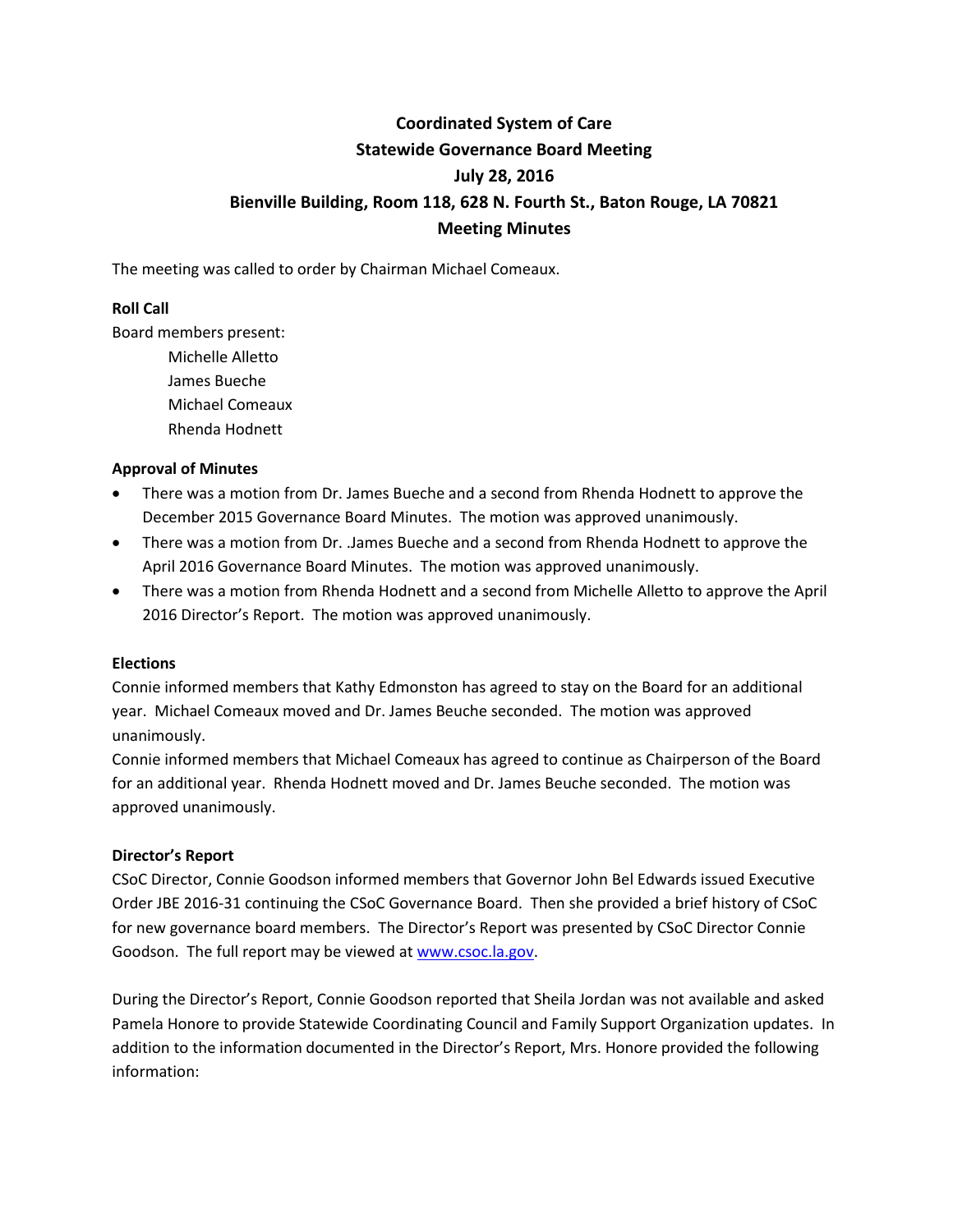# Coordinated System of Care
## Statewide Governance Board Meeting
## July 28, 2016
## Bienville Building, Room 118, 628 N. Fourth St., Baton Rouge, LA 70821
## Meeting Minutes

The meeting was called to order by Chairman Michael Comeaux.

**Roll Call**

Board members present:

Michelle Alletto
James Bueche
Michael Comeaux
Rhenda Hodnett

**Approval of Minutes**

- There was a motion from Dr. James Bueche and a second from Rhenda Hodnett to approve the December 2015 Governance Board Minutes. The motion was approved unanimously.
- There was a motion from Dr. .James Bueche and a second from Rhenda Hodnett to approve the April 2016 Governance Board Minutes. The motion was approved unanimously.
- There was a motion from Rhenda Hodnett and a second from Michelle Alletto to approve the April 2016 Director's Report. The motion was approved unanimously.

**Elections**

Connie informed members that Kathy Edmonston has agreed to stay on the Board for an additional year. Michael Comeaux moved and Dr. James Beuche seconded. The motion was approved unanimously.

Connie informed members that Michael Comeaux has agreed to continue as Chairperson of the Board for an additional year. Rhenda Hodnett moved and Dr. James Beuche seconded. The motion was approved unanimously.

**Director's Report**

CSoC Director, Connie Goodson informed members that Governor John Bel Edwards issued Executive Order JBE 2016-31 continuing the CSoC Governance Board. Then she provided a brief history of CSoC for new governance board members. The Director's Report was presented by CSoC Director Connie Goodson. The full report may be viewed at www.csoc.la.gov.

During the Director's Report, Connie Goodson reported that Sheila Jordan was not available and asked Pamela Honore to provide Statewide Coordinating Council and Family Support Organization updates. In addition to the information documented in the Director's Report, Mrs. Honore provided the following information: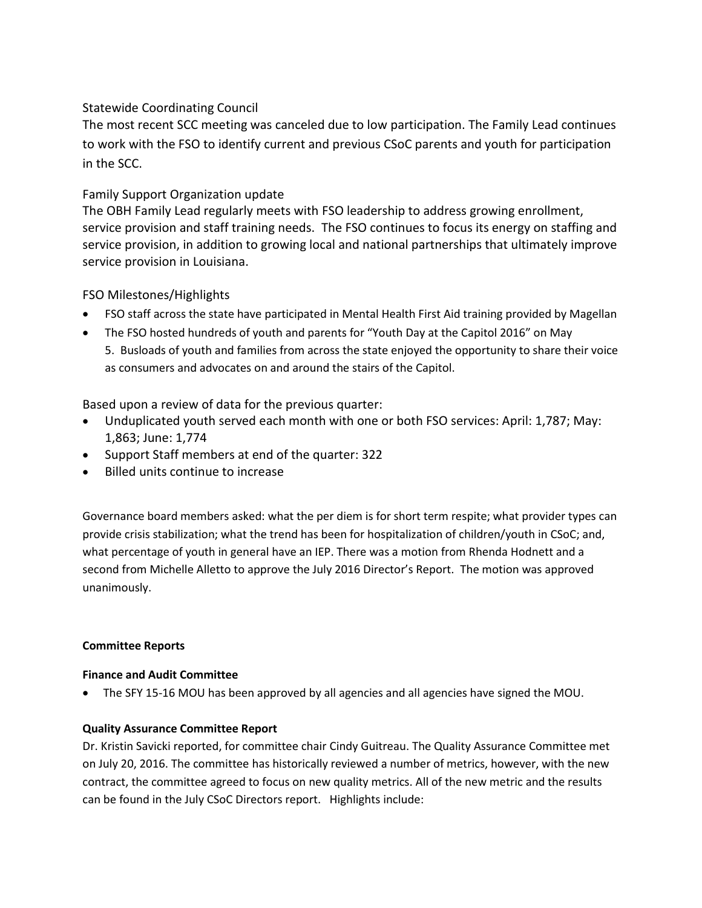Statewide Coordinating Council

The most recent SCC meeting was canceled due to low participation. The Family Lead continues to work with the FSO to identify current and previous CSoC parents and youth for participation in the SCC.

Family Support Organization update

The OBH Family Lead regularly meets with FSO leadership to address growing enrollment, service provision and staff training needs. The FSO continues to focus its energy on staffing and service provision, in addition to growing local and national partnerships that ultimately improve service provision in Louisiana.

FSO Milestones/Highlights

- FSO staff across the state have participated in Mental Health First Aid training provided by Magellan
- The FSO hosted hundreds of youth and parents for "Youth Day at the Capitol 2016" on May 5. Busloads of youth and families from across the state enjoyed the opportunity to share their voice as consumers and advocates on and around the stairs of the Capitol.

Based upon a review of data for the previous quarter:

- Unduplicated youth served each month with one or both FSO services: April: 1,787; May: 1,863; June: 1,774
- Support Staff members at end of the quarter: 322
- Billed units continue to increase

Governance board members asked: what the per diem is for short term respite; what provider types can provide crisis stabilization; what the trend has been for hospitalization of children/youth in CSoC; and, what percentage of youth in general have an IEP. There was a motion from Rhenda Hodnett and a second from Michelle Alletto to approve the July 2016 Director's Report. The motion was approved unanimously.

**Committee Reports**

**Finance and Audit Committee**

- The SFY 15-16 MOU has been approved by all agencies and all agencies have signed the MOU.

**Quality Assurance Committee Report**

Dr. Kristin Savicki reported, for committee chair Cindy Guitreau. The Quality Assurance Committee met on July 20, 2016. The committee has historically reviewed a number of metrics, however, with the new contract, the committee agreed to focus on new quality metrics. All of the new metric and the results can be found in the July CSoC Directors report. Highlights include: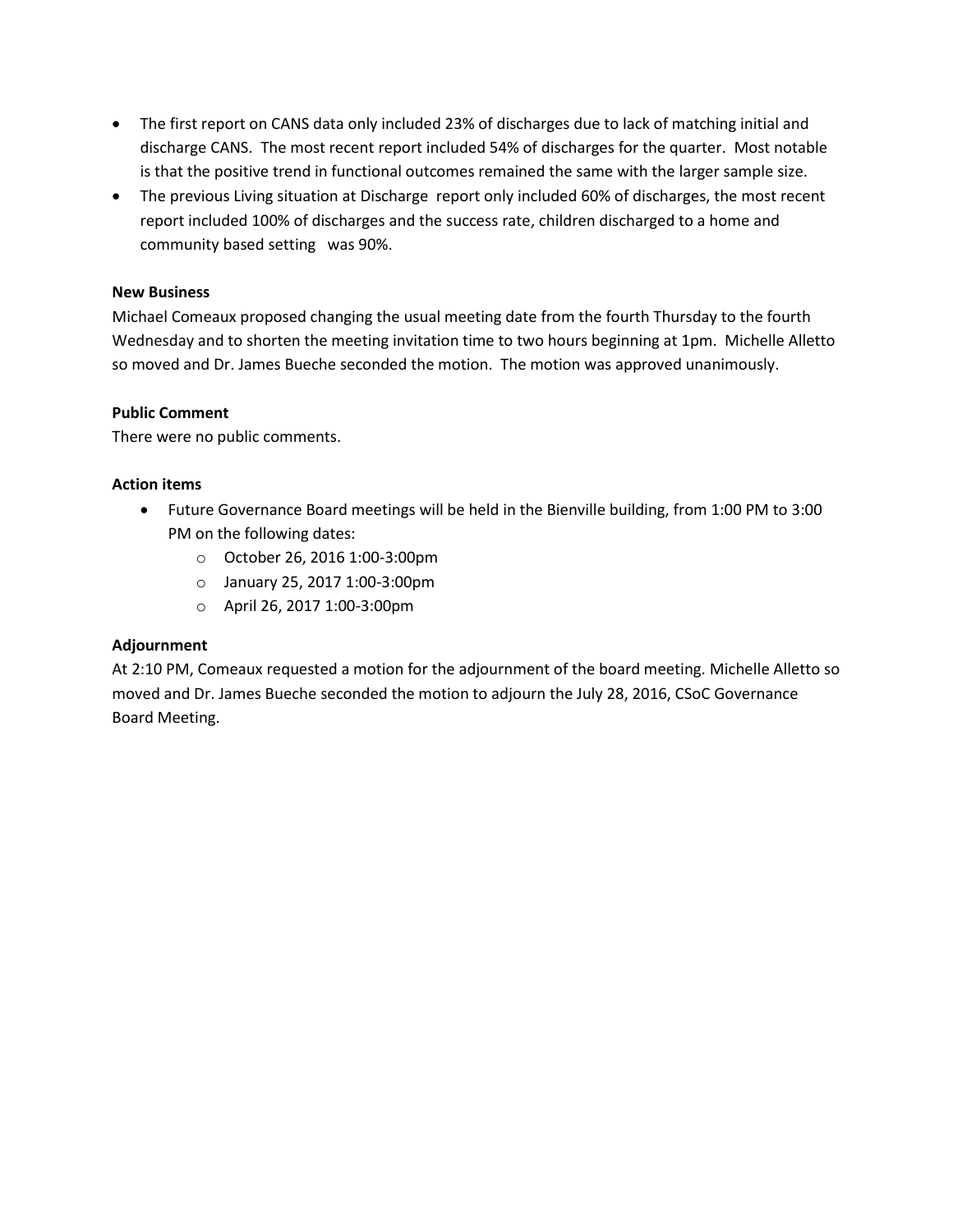- The first report on CANS data only included 23% of discharges due to lack of matching initial and discharge CANS. The most recent report included 54% of discharges for the quarter. Most notable is that the positive trend in functional outcomes remained the same with the larger sample size.
- The previous Living situation at Discharge report only included 60% of discharges, the most recent report included 100% of discharges and the success rate, children discharged to a home and community based setting was 90%.

**New Business**

Michael Comeaux proposed changing the usual meeting date from the fourth Thursday to the fourth Wednesday and to shorten the meeting invitation time to two hours beginning at 1pm. Michelle Alletto so moved and Dr. James Bueche seconded the motion. The motion was approved unanimously.

**Public Comment**

There were no public comments.

**Action items**

- Future Governance Board meetings will be held in the Bienville building, from 1:00 PM to 3:00 PM on the following dates:
  - October 26, 2016 1:00-3:00pm
  - January 25, 2017 1:00-3:00pm
  - April 26, 2017 1:00-3:00pm

**Adjournment**

At 2:10 PM, Comeaux requested a motion for the adjournment of the board meeting. Michelle Alletto so moved and Dr. James Bueche seconded the motion to adjourn the July 28, 2016, CSoC Governance Board Meeting.